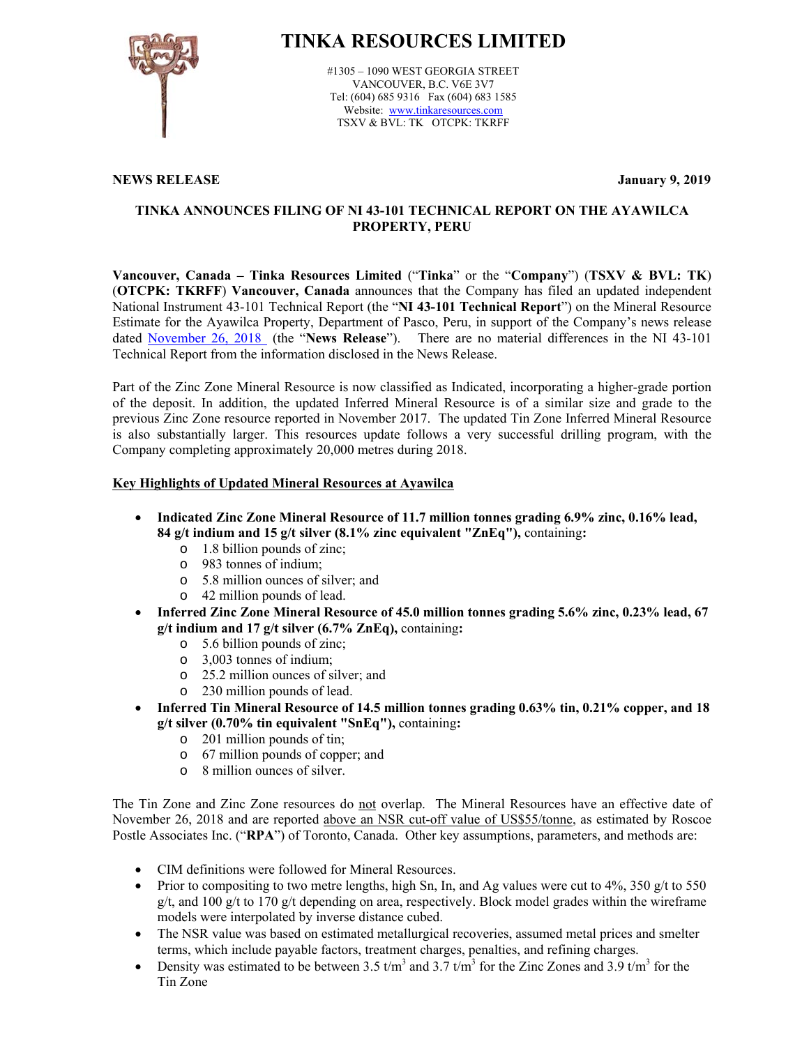# TINKA RESOURCES LIMITED

#1305 – 1090 WEST GEORGIA STREET
VANCOUVER, B.C. V6E 3V7
Tel: (604) 685 9316 Fax (604) 683 1585
Website: www.tinkaresources.com
TSXV & BVL: TK OTCPK: TKRFF

**NEWS RELEASE** **January 9, 2019**

## TINKA ANNOUNCES FILING OF NI 43-101 TECHNICAL REPORT ON THE AYAWILCA PROPERTY, PERU

**Vancouver, Canada – Tinka Resources Limited** ("**Tinka**" or the "**Company**") (**TSXV & BVL: TK**) (**OTCPK: TKRFF**) **Vancouver, Canada** announces that the Company has filed an updated independent National Instrument 43-101 Technical Report (the "**NI 43-101 Technical Report**") on the Mineral Resource Estimate for the Ayawilca Property, Department of Pasco, Peru, in support of the Company's news release dated November 26, 2018 (the "**News Release**"). There are no material differences in the NI 43-101 Technical Report from the information disclosed in the News Release.

Part of the Zinc Zone Mineral Resource is now classified as Indicated, incorporating a higher-grade portion of the deposit. In addition, the updated Inferred Mineral Resource is of a similar size and grade to the previous Zinc Zone resource reported in November 2017. The updated Tin Zone Inferred Mineral Resource is also substantially larger. This resources update follows a very successful drilling program, with the Company completing approximately 20,000 metres during 2018.

**Key Highlights of Updated Mineral Resources at Ayawilca**

- **Indicated Zinc Zone Mineral Resource of 11.7 million tonnes grading 6.9% zinc, 0.16% lead, 84 g/t indium and 15 g/t silver (8.1% zinc equivalent "ZnEq"),** containing**:**
  - 1.8 billion pounds of zinc;
  - 983 tonnes of indium;
  - 5.8 million ounces of silver; and
  - 42 million pounds of lead.
- **Inferred Zinc Zone Mineral Resource of 45.0 million tonnes grading 5.6% zinc, 0.23% lead, 67 g/t indium and 17 g/t silver (6.7% ZnEq),** containing**:**
  - 5.6 billion pounds of zinc;
  - 3,003 tonnes of indium;
  - 25.2 million ounces of silver; and
  - 230 million pounds of lead.
- **Inferred Tin Mineral Resource of 14.5 million tonnes grading 0.63% tin, 0.21% copper, and 18 g/t silver (0.70% tin equivalent "SnEq"),** containing**:**
  - 201 million pounds of tin;
  - 67 million pounds of copper; and
  - 8 million ounces of silver.

The Tin Zone and Zinc Zone resources do not overlap. The Mineral Resources have an effective date of November 26, 2018 and are reported above an NSR cut-off value of US$55/tonne, as estimated by Roscoe Postle Associates Inc. ("**RPA**") of Toronto, Canada. Other key assumptions, parameters, and methods are:

- CIM definitions were followed for Mineral Resources.
- Prior to compositing to two metre lengths, high Sn, In, and Ag values were cut to 4%, 350 g/t to 550 g/t, and 100 g/t to 170 g/t depending on area, respectively. Block model grades within the wireframe models were interpolated by inverse distance cubed.
- The NSR value was based on estimated metallurgical recoveries, assumed metal prices and smelter terms, which include payable factors, treatment charges, penalties, and refining charges.
- Density was estimated to be between 3.5 t/m$^3$ and 3.7 t/m$^3$ for the Zinc Zones and 3.9 t/m$^3$ for the Tin Zone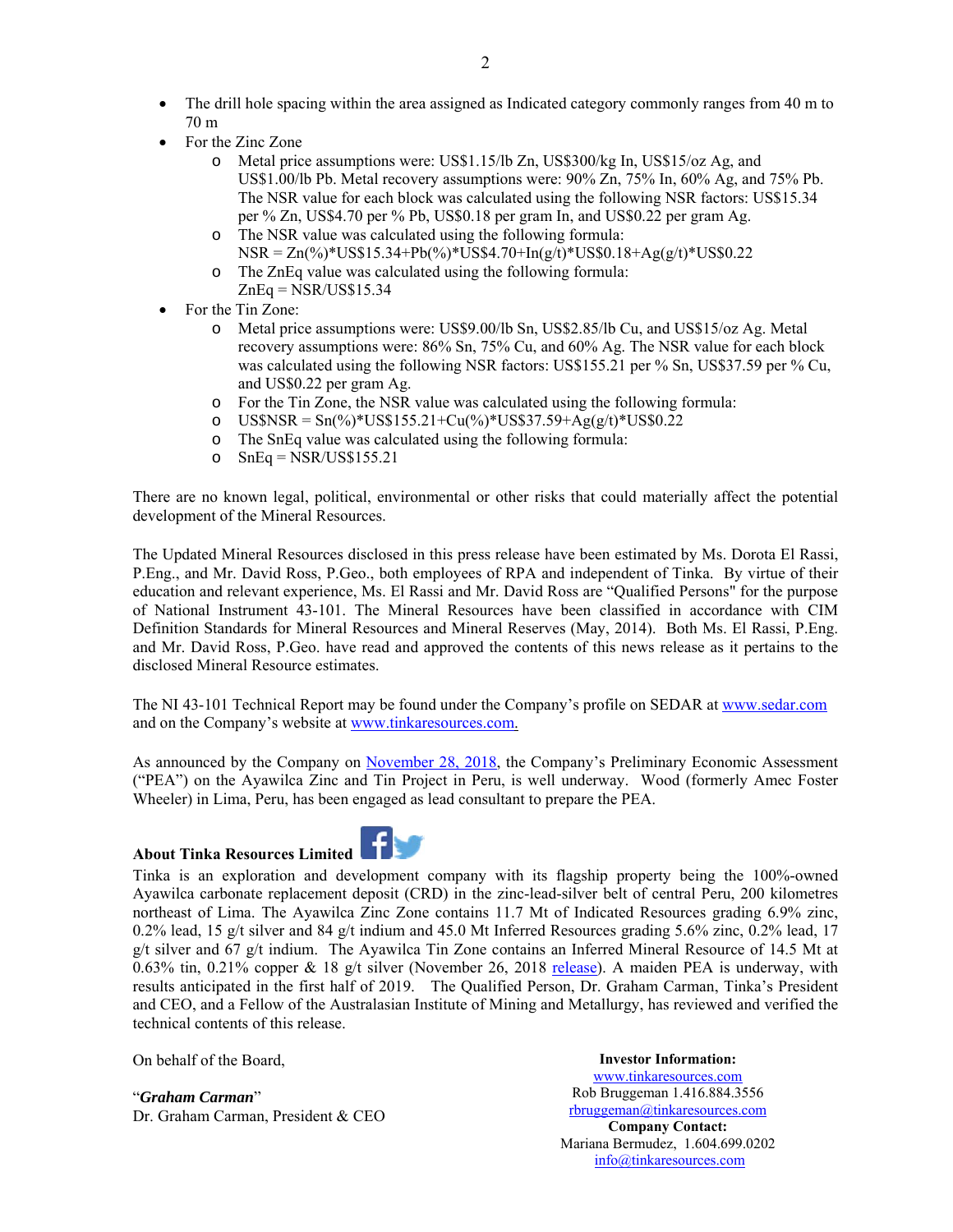- The drill hole spacing within the area assigned as Indicated category commonly ranges from 40 m to 70 m
- For the Zinc Zone
  - Metal price assumptions were: US$1.15/lb Zn, US$300/kg In, US$15/oz Ag, and US$1.00/lb Pb. Metal recovery assumptions were: 90% Zn, 75% In, 60% Ag, and 75% Pb. The NSR value for each block was calculated using the following NSR factors: US$15.34 per % Zn, US$4.70 per % Pb, US$0.18 per gram In, and US$0.22 per gram Ag.
  - The NSR value was calculated using the following formula: NSR = Zn(%)*US$15.34+Pb(%)*US$4.70+In(g/t)*US$0.18+Ag(g/t)*US$0.22
  - The ZnEq value was calculated using the following formula: ZnEq = NSR/US$15.34
- For the Tin Zone:
  - Metal price assumptions were: US$9.00/lb Sn, US$2.85/lb Cu, and US$15/oz Ag. Metal recovery assumptions were: 86% Sn, 75% Cu, and 60% Ag. The NSR value for each block was calculated using the following NSR factors: US$155.21 per % Sn, US$37.59 per % Cu, and US$0.22 per gram Ag.
  - For the Tin Zone, the NSR value was calculated using the following formula:
  - US$NSR = Sn(%)*US$155.21+Cu(%)*US$37.59+Ag(g/t)*US$0.22
  - The SnEq value was calculated using the following formula:
  - SnEq = NSR/US$155.21

There are no known legal, political, environmental or other risks that could materially affect the potential development of the Mineral Resources.

The Updated Mineral Resources disclosed in this press release have been estimated by Ms. Dorota El Rassi, P.Eng., and Mr. David Ross, P.Geo., both employees of RPA and independent of Tinka. By virtue of their education and relevant experience, Ms. El Rassi and Mr. David Ross are "Qualified Persons" for the purpose of National Instrument 43-101. The Mineral Resources have been classified in accordance with CIM Definition Standards for Mineral Resources and Mineral Reserves (May, 2014). Both Ms. El Rassi, P.Eng. and Mr. David Ross, P.Geo. have read and approved the contents of this news release as it pertains to the disclosed Mineral Resource estimates.

The NI 43-101 Technical Report may be found under the Company's profile on SEDAR at www.sedar.com and on the Company's website at www.tinkaresources.com.

As announced by the Company on November 28, 2018, the Company's Preliminary Economic Assessment ("PEA") on the Ayawilca Zinc and Tin Project in Peru, is well underway. Wood (formerly Amec Foster Wheeler) in Lima, Peru, has been engaged as lead consultant to prepare the PEA.

**About Tinka Resources Limited**

Tinka is an exploration and development company with its flagship property being the 100%-owned Ayawilca carbonate replacement deposit (CRD) in the zinc-lead-silver belt of central Peru, 200 kilometres northeast of Lima. The Ayawilca Zinc Zone contains 11.7 Mt of Indicated Resources grading 6.9% zinc, 0.2% lead, 15 g/t silver and 84 g/t indium and 45.0 Mt Inferred Resources grading 5.6% zinc, 0.2% lead, 17 g/t silver and 67 g/t indium. The Ayawilca Tin Zone contains an Inferred Mineral Resource of 14.5 Mt at 0.63% tin, 0.21% copper & 18 g/t silver (November 26, 2018 release). A maiden PEA is underway, with results anticipated in the first half of 2019. The Qualified Person, Dr. Graham Carman, Tinka's President and CEO, and a Fellow of the Australasian Institute of Mining and Metallurgy, has reviewed and verified the technical contents of this release.

On behalf of the Board,

"***Graham Carman***"
Dr. Graham Carman, President & CEO

**Investor Information:**
www.tinkaresources.com
Rob Bruggeman 1.416.884.3556
rbruggeman@tinkaresources.com
**Company Contact:**
Mariana Bermudez, 1.604.699.0202
info@tinkaresources.com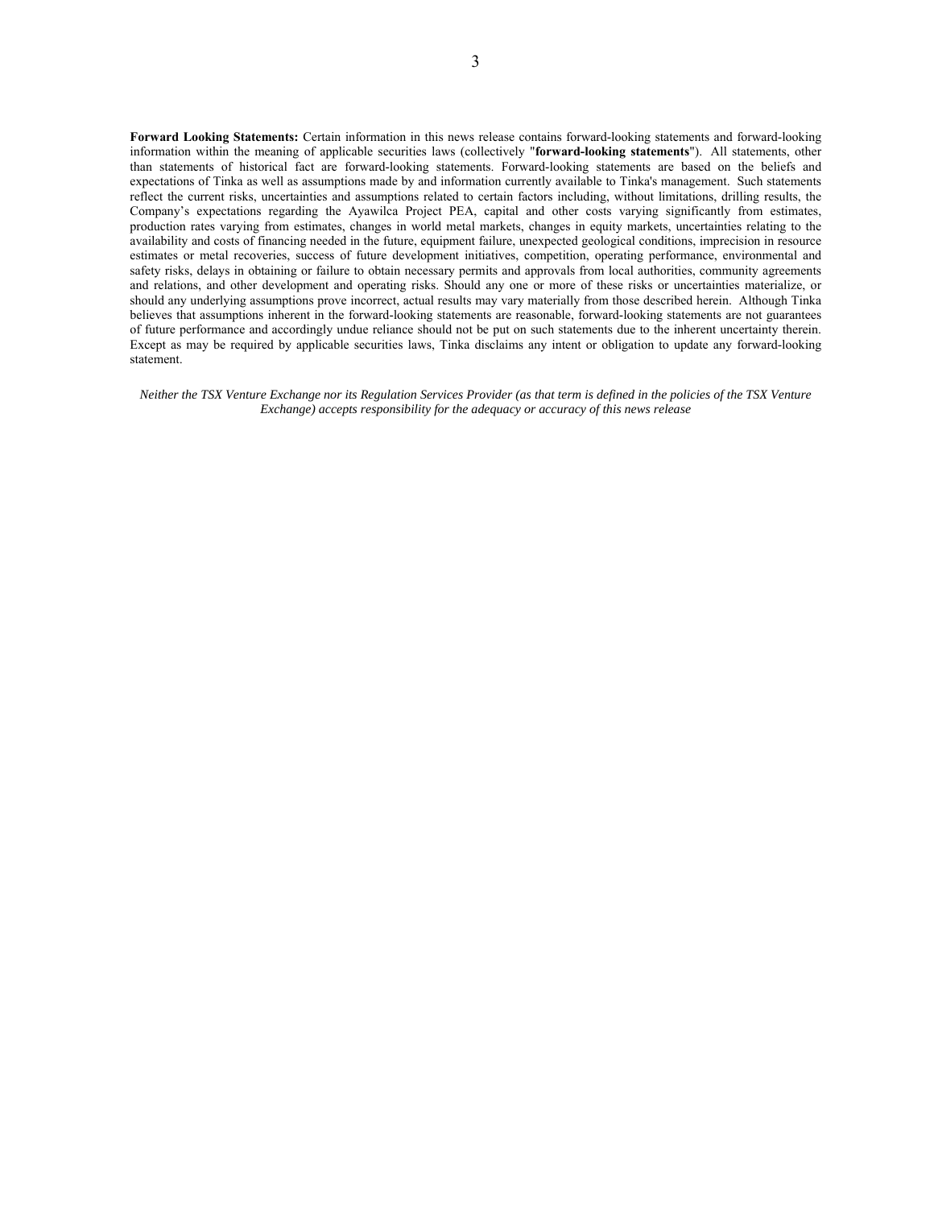**Forward Looking Statements:** Certain information in this news release contains forward-looking statements and forward-looking information within the meaning of applicable securities laws (collectively "**forward-looking statements**"). All statements, other than statements of historical fact are forward-looking statements. Forward-looking statements are based on the beliefs and expectations of Tinka as well as assumptions made by and information currently available to Tinka's management. Such statements reflect the current risks, uncertainties and assumptions related to certain factors including, without limitations, drilling results, the Company's expectations regarding the Ayawilca Project PEA, capital and other costs varying significantly from estimates, production rates varying from estimates, changes in world metal markets, changes in equity markets, uncertainties relating to the availability and costs of financing needed in the future, equipment failure, unexpected geological conditions, imprecision in resource estimates or metal recoveries, success of future development initiatives, competition, operating performance, environmental and safety risks, delays in obtaining or failure to obtain necessary permits and approvals from local authorities, community agreements and relations, and other development and operating risks. Should any one or more of these risks or uncertainties materialize, or should any underlying assumptions prove incorrect, actual results may vary materially from those described herein. Although Tinka believes that assumptions inherent in the forward-looking statements are reasonable, forward-looking statements are not guarantees of future performance and accordingly undue reliance should not be put on such statements due to the inherent uncertainty therein. Except as may be required by applicable securities laws, Tinka disclaims any intent or obligation to update any forward-looking statement.

*Neither the TSX Venture Exchange nor its Regulation Services Provider (as that term is defined in the policies of the TSX Venture Exchange) accepts responsibility for the adequacy or accuracy of this news release*